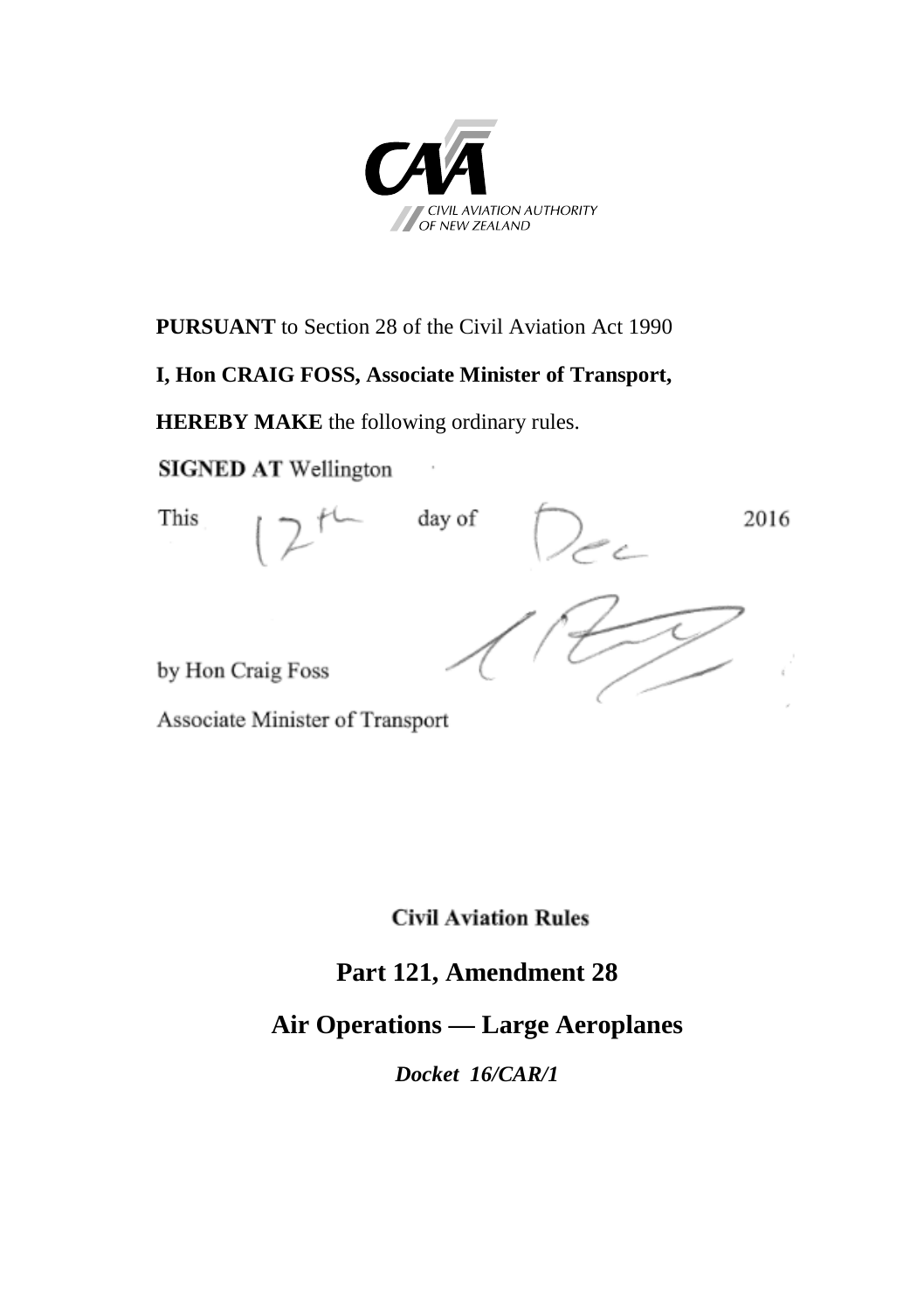CIVIL AVIATION AUTHORITY OF NEW ZEALAND

**PURSUANT** to Section 28 of the Civil Aviation Act 1990

**I, Hon CRAIG FOSS, Associate Minister of Transport,**

**HEREBY MAKE** the following ordinary rules.

**SIGNED AT** Wellington

This 12th day of Dec 2016

by Hon Craig Foss

Associate Minister of Transport

**Civil Aviation Rules**

# Part 121, Amendment 28

# Air Operations — Large Aeroplanes

***Docket 16/CAR/1***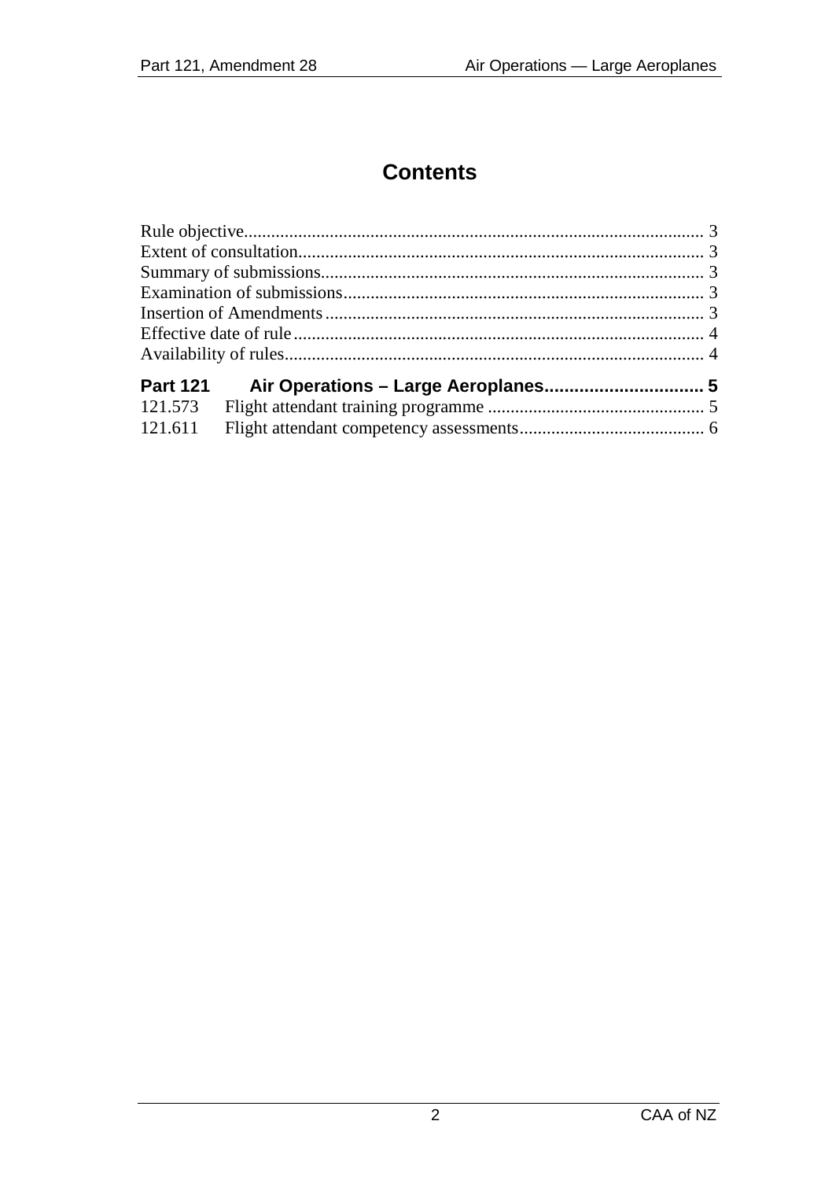# Contents

Rule objective .................................................................................................... 3
Extent of consultation ......................................................................................... 3
Summary of submissions .................................................................................... 3
Examination of submissions ............................................................................... 3
Insertion of Amendments ................................................................................... 3
Effective date of rule .......................................................................................... 4
Availability of rules ............................................................................................ 4

**Part 121 Air Operations – Large Aeroplanes ............................... 5**

121.573 Flight attendant training programme ................................................ 5
121.611 Flight attendant competency assessments ........................................ 6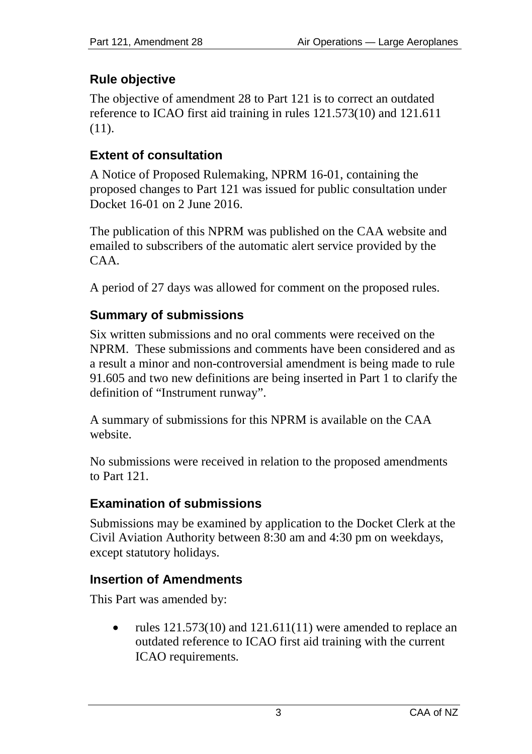## Rule objective

The objective of amendment 28 to Part 121 is to correct an outdated reference to ICAO first aid training in rules 121.573(10) and 121.611 (11).

## Extent of consultation

A Notice of Proposed Rulemaking, NPRM 16-01, containing the proposed changes to Part 121 was issued for public consultation under Docket 16-01 on 2 June 2016.

The publication of this NPRM was published on the CAA website and emailed to subscribers of the automatic alert service provided by the CAA.

A period of 27 days was allowed for comment on the proposed rules.

## Summary of submissions

Six written submissions and no oral comments were received on the NPRM. These submissions and comments have been considered and as a result a minor and non-controversial amendment is being made to rule 91.605 and two new definitions are being inserted in Part 1 to clarify the definition of "Instrument runway".

A summary of submissions for this NPRM is available on the CAA website.

No submissions were received in relation to the proposed amendments to Part 121.

## Examination of submissions

Submissions may be examined by application to the Docket Clerk at the Civil Aviation Authority between 8:30 am and 4:30 pm on weekdays, except statutory holidays.

## Insertion of Amendments

This Part was amended by:

- rules 121.573(10) and 121.611(11) were amended to replace an outdated reference to ICAO first aid training with the current ICAO requirements.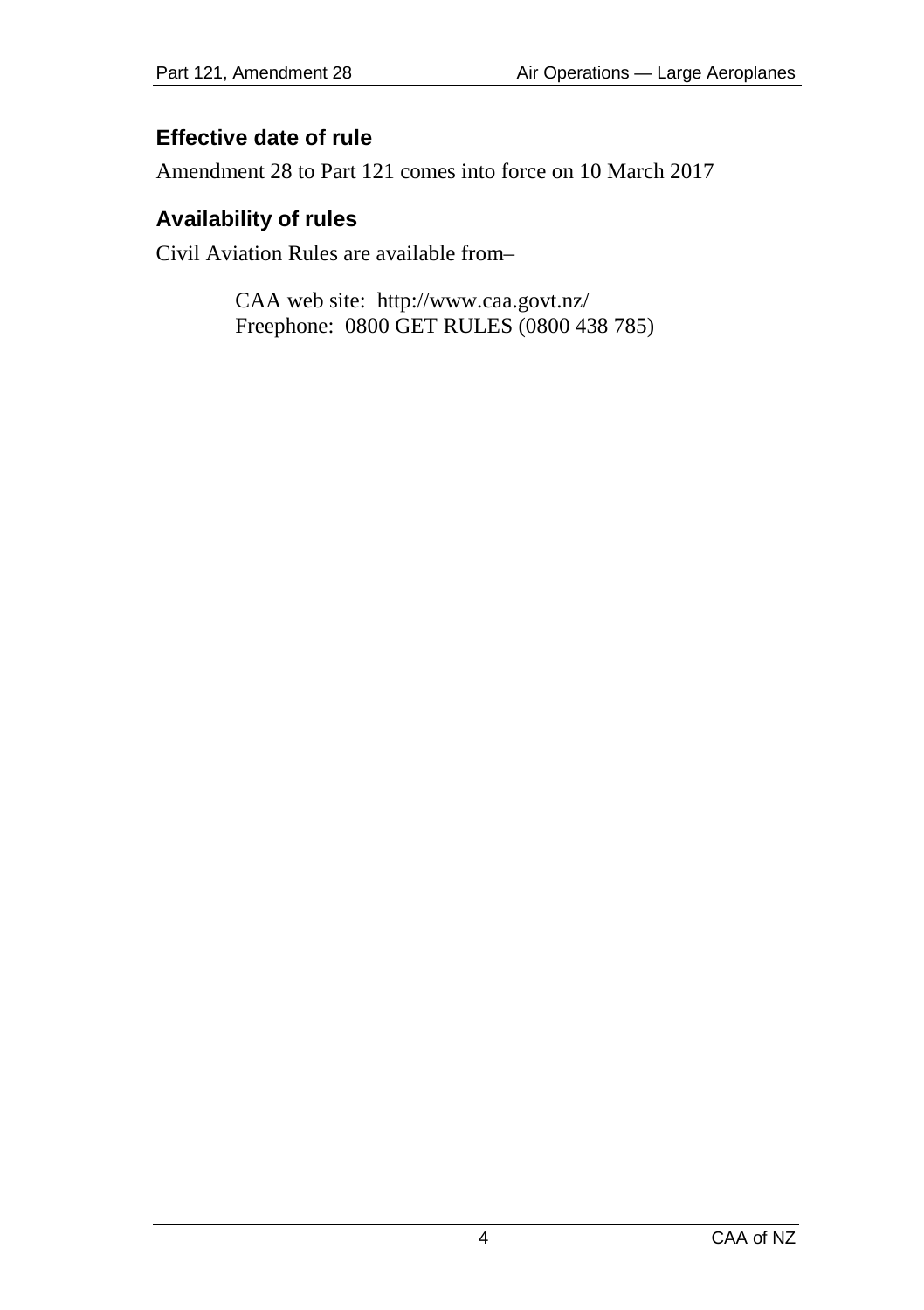## Effective date of rule

Amendment 28 to Part 121 comes into force on 10 March 2017

## Availability of rules

Civil Aviation Rules are available from–

CAA web site: http://www.caa.govt.nz/
Freephone: 0800 GET RULES (0800 438 785)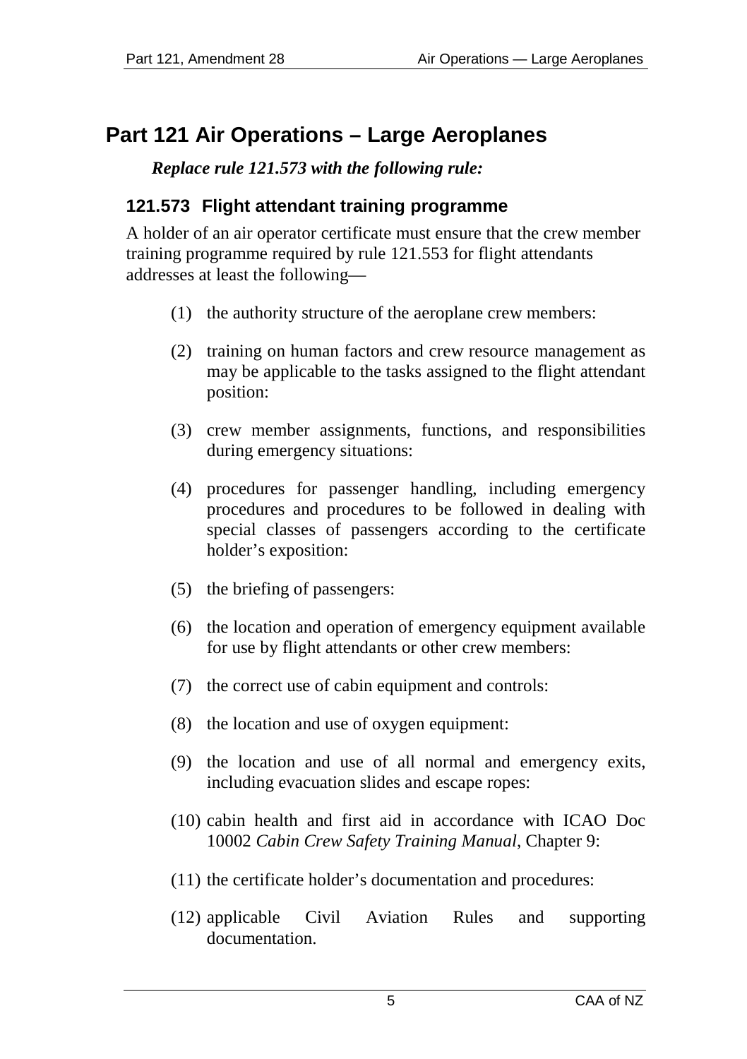# Part 121 Air Operations – Large Aeroplanes

***Replace rule 121.573 with the following rule:***

### 121.573 Flight attendant training programme

A holder of an air operator certificate must ensure that the crew member training programme required by rule 121.553 for flight attendants addresses at least the following—

(1) the authority structure of the aeroplane crew members:

(2) training on human factors and crew resource management as may be applicable to the tasks assigned to the flight attendant position:

(3) crew member assignments, functions, and responsibilities during emergency situations:

(4) procedures for passenger handling, including emergency procedures and procedures to be followed in dealing with special classes of passengers according to the certificate holder's exposition:

(5) the briefing of passengers:

(6) the location and operation of emergency equipment available for use by flight attendants or other crew members:

(7) the correct use of cabin equipment and controls:

(8) the location and use of oxygen equipment:

(9) the location and use of all normal and emergency exits, including evacuation slides and escape ropes:

(10) cabin health and first aid in accordance with ICAO Doc 10002 *Cabin Crew Safety Training Manual*, Chapter 9:

(11) the certificate holder's documentation and procedures:

(12) applicable Civil Aviation Rules and supporting documentation.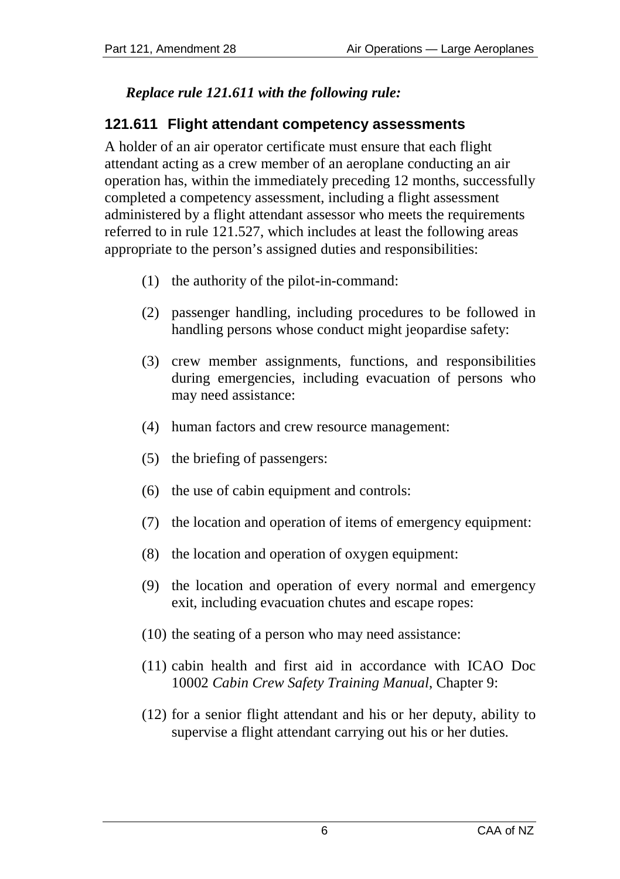*Replace rule 121.611 with the following rule:*

### 121.611 Flight attendant competency assessments

A holder of an air operator certificate must ensure that each flight attendant acting as a crew member of an aeroplane conducting an air operation has, within the immediately preceding 12 months, successfully completed a competency assessment, including a flight assessment administered by a flight attendant assessor who meets the requirements referred to in rule 121.527, which includes at least the following areas appropriate to the person's assigned duties and responsibilities:

(1) the authority of the pilot-in-command:

(2) passenger handling, including procedures to be followed in handling persons whose conduct might jeopardise safety:

(3) crew member assignments, functions, and responsibilities during emergencies, including evacuation of persons who may need assistance:

(4) human factors and crew resource management:

(5) the briefing of passengers:

(6) the use of cabin equipment and controls:

(7) the location and operation of items of emergency equipment:

(8) the location and operation of oxygen equipment:

(9) the location and operation of every normal and emergency exit, including evacuation chutes and escape ropes:

(10) the seating of a person who may need assistance:

(11) cabin health and first aid in accordance with ICAO Doc 10002 *Cabin Crew Safety Training Manual*, Chapter 9:

(12) for a senior flight attendant and his or her deputy, ability to supervise a flight attendant carrying out his or her duties.